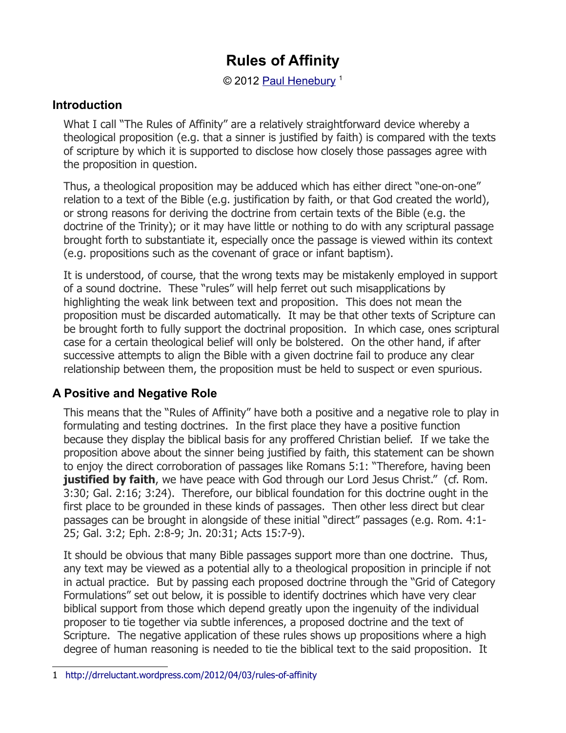# Rules of Affinity

© 2012 Paul Henebury [1]

## Introduction

What I call "The Rules of Affinity" are a relatively straightforward device whereby a theological proposition (e.g. that a sinner is justified by faith) is compared with the texts of scripture by which it is supported to disclose how closely those passages agree with the proposition in question.

Thus, a theological proposition may be adduced which has either direct "one-on-one" relation to a text of the Bible (e.g. justification by faith, or that God created the world), or strong reasons for deriving the doctrine from certain texts of the Bible (e.g. the doctrine of the Trinity); or it may have little or nothing to do with any scriptural passage brought forth to substantiate it, especially once the passage is viewed within its context (e.g. propositions such as the covenant of grace or infant baptism).

It is understood, of course, that the wrong texts may be mistakenly employed in support of a sound doctrine. These "rules" will help ferret out such misapplications by highlighting the weak link between text and proposition. This does not mean the proposition must be discarded automatically. It may be that other texts of Scripture can be brought forth to fully support the doctrinal proposition. In which case, ones scriptural case for a certain theological belief will only be bolstered. On the other hand, if after successive attempts to align the Bible with a given doctrine fail to produce any clear relationship between them, the proposition must be held to suspect or even spurious.

## A Positive and Negative Role

This means that the "Rules of Affinity" have both a positive and a negative role to play in formulating and testing doctrines. In the first place they have a positive function because they display the biblical basis for any proffered Christian belief. If we take the proposition above about the sinner being justified by faith, this statement can be shown to enjoy the direct corroboration of passages like Romans 5:1: "Therefore, having been **justified by faith**, we have peace with God through our Lord Jesus Christ." (cf. Rom. 3:30; Gal. 2:16; 3:24). Therefore, our biblical foundation for this doctrine ought in the first place to be grounded in these kinds of passages. Then other less direct but clear passages can be brought in alongside of these initial "direct" passages (e.g. Rom. 4:1-25; Gal. 3:2; Eph. 2:8-9; Jn. 20:31; Acts 15:7-9).

It should be obvious that many Bible passages support more than one doctrine. Thus, any text may be viewed as a potential ally to a theological proposition in principle if not in actual practice. But by passing each proposed doctrine through the "Grid of Category Formulations" set out below, it is possible to identify doctrines which have very clear biblical support from those which depend greatly upon the ingenuity of the individual proposer to tie together via subtle inferences, a proposed doctrine and the text of Scripture. The negative application of these rules shows up propositions where a high degree of human reasoning is needed to tie the biblical text to the said proposition. It

---

1 http://drreluctant.wordpress.com/2012/04/03/rules-of-affinity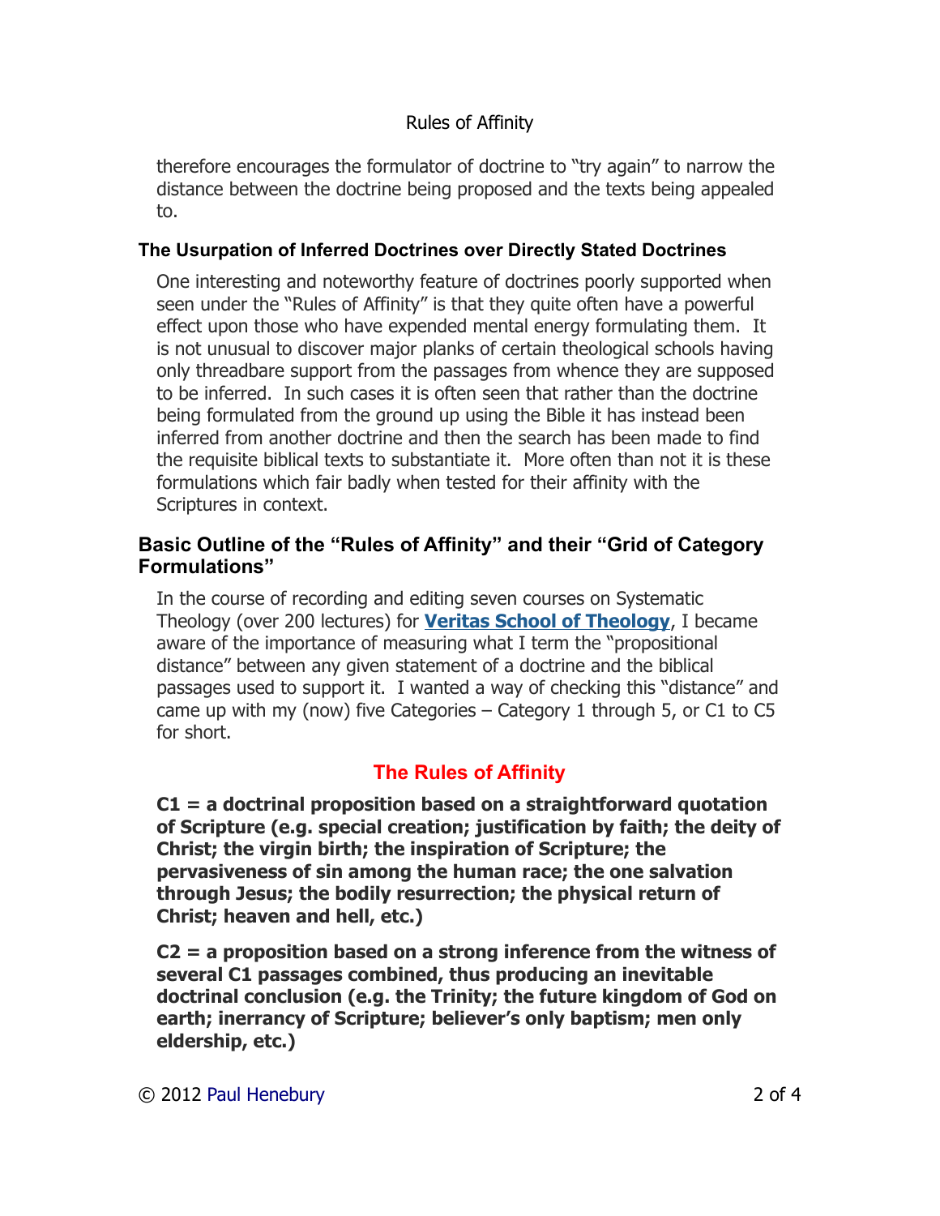therefore encourages the formulator of doctrine to "try again" to narrow the distance between the doctrine being proposed and the texts being appealed to.

### The Usurpation of Inferred Doctrines over Directly Stated Doctrines

One interesting and noteworthy feature of doctrines poorly supported when seen under the "Rules of Affinity" is that they quite often have a powerful effect upon those who have expended mental energy formulating them. It is not unusual to discover major planks of certain theological schools having only threadbare support from the passages from whence they are supposed to be inferred. In such cases it is often seen that rather than the doctrine being formulated from the ground up using the Bible it has instead been inferred from another doctrine and then the search has been made to find the requisite biblical texts to substantiate it. More often than not it is these formulations which fair badly when tested for their affinity with the Scriptures in context.

### Basic Outline of the "Rules of Affinity" and their "Grid of Category Formulations"

In the course of recording and editing seven courses on Systematic Theology (over 200 lectures) for **Veritas School of Theology**, I became aware of the importance of measuring what I term the "propositional distance" between any given statement of a doctrine and the biblical passages used to support it. I wanted a way of checking this "distance" and came up with my (now) five Categories – Category 1 through 5, or C1 to C5 for short.

## The Rules of Affinity

**C1 = a doctrinal proposition based on a straightforward quotation of Scripture (e.g. special creation; justification by faith; the deity of Christ; the virgin birth; the inspiration of Scripture; the pervasiveness of sin among the human race; the one salvation through Jesus; the bodily resurrection; the physical return of Christ; heaven and hell, etc.)**

**C2 = a proposition based on a strong inference from the witness of several C1 passages combined, thus producing an inevitable doctrinal conclusion (e.g. the Trinity; the future kingdom of God on earth; inerrancy of Scripture; believer's only baptism; men only eldership, etc.)**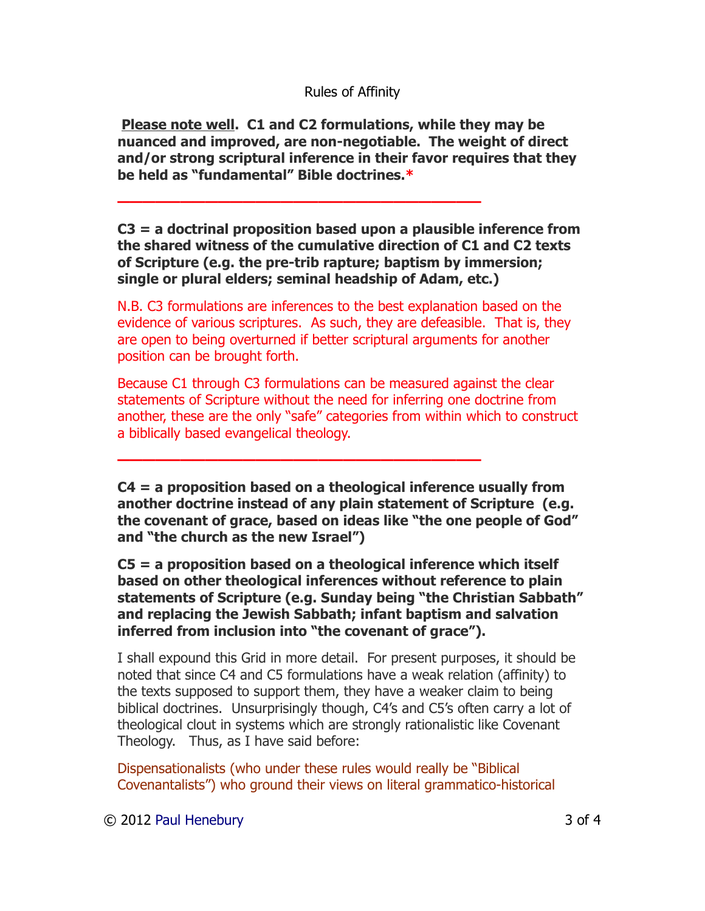Rules of Affinity

**<u>Please note well</u>. C1 and C2 formulations, while they may be nuanced and improved, are non-negotiable. The weight of direct and/or strong scriptural inference in their favor requires that they be held as "fundamental" Bible doctrines.***

---

**C3 = a doctrinal proposition based upon a plausible inference from the shared witness of the cumulative direction of C1 and C2 texts of Scripture (e.g. the pre-trib rapture; baptism by immersion; single or plural elders; seminal headship of Adam, etc.)**

N.B. C3 formulations are inferences to the best explanation based on the evidence of various scriptures. As such, they are defeasible. That is, they are open to being overturned if better scriptural arguments for another position can be brought forth.

Because C1 through C3 formulations can be measured against the clear statements of Scripture without the need for inferring one doctrine from another, these are the only "safe" categories from within which to construct a biblically based evangelical theology.

---

**C4 = a proposition based on a theological inference usually from another doctrine instead of any plain statement of Scripture (e.g. the covenant of grace, based on ideas like "the one people of God" and "the church as the new Israel")**

**C5 = a proposition based on a theological inference which itself based on other theological inferences without reference to plain statements of Scripture (e.g. Sunday being "the Christian Sabbath" and replacing the Jewish Sabbath; infant baptism and salvation inferred from inclusion into "the covenant of grace").**

I shall expound this Grid in more detail. For present purposes, it should be noted that since C4 and C5 formulations have a weak relation (affinity) to the texts supposed to support them, they have a weaker claim to being biblical doctrines. Unsurprisingly though, C4's and C5's often carry a lot of theological clout in systems which are strongly rationalistic like Covenant Theology. Thus, as I have said before:

Dispensationalists (who under these rules would really be "Biblical Covenantalists") who ground their views on literal grammatico-historical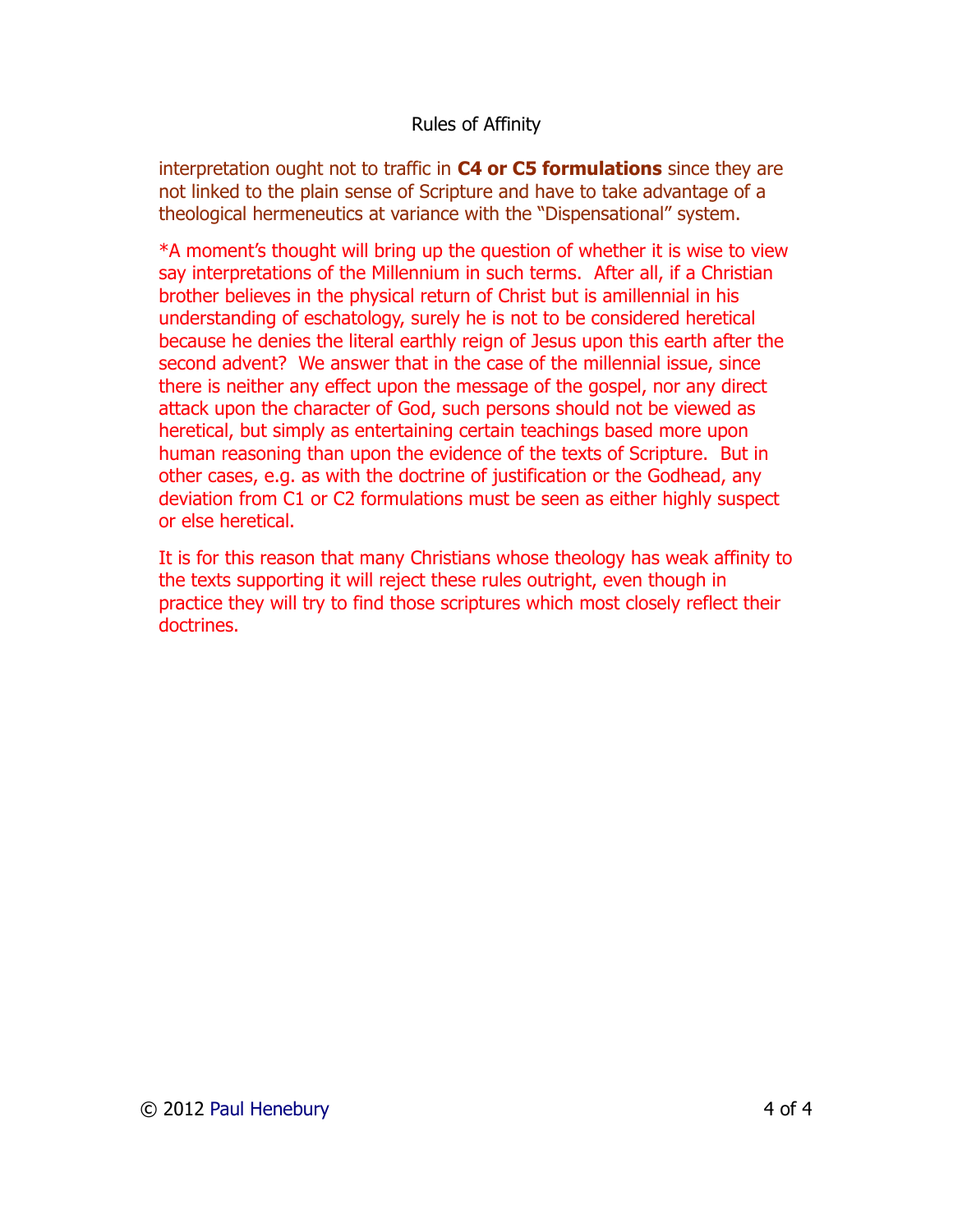interpretation ought not to traffic in **C4 or C5 formulations** since they are not linked to the plain sense of Scripture and have to take advantage of a theological hermeneutics at variance with the "Dispensational" system.

*A moment's thought will bring up the question of whether it is wise to view say interpretations of the Millennium in such terms. After all, if a Christian brother believes in the physical return of Christ but is amillennial in his understanding of eschatology, surely he is not to be considered heretical because he denies the literal earthly reign of Jesus upon this earth after the second advent? We answer that in the case of the millennial issue, since there is neither any effect upon the message of the gospel, nor any direct attack upon the character of God, such persons should not be viewed as heretical, but simply as entertaining certain teachings based more upon human reasoning than upon the evidence of the texts of Scripture. But in other cases, e.g. as with the doctrine of justification or the Godhead, any deviation from C1 or C2 formulations must be seen as either highly suspect or else heretical.

It is for this reason that many Christians whose theology has weak affinity to the texts supporting it will reject these rules outright, even though in practice they will try to find those scriptures which most closely reflect their doctrines.

© 2012 Paul Henebury